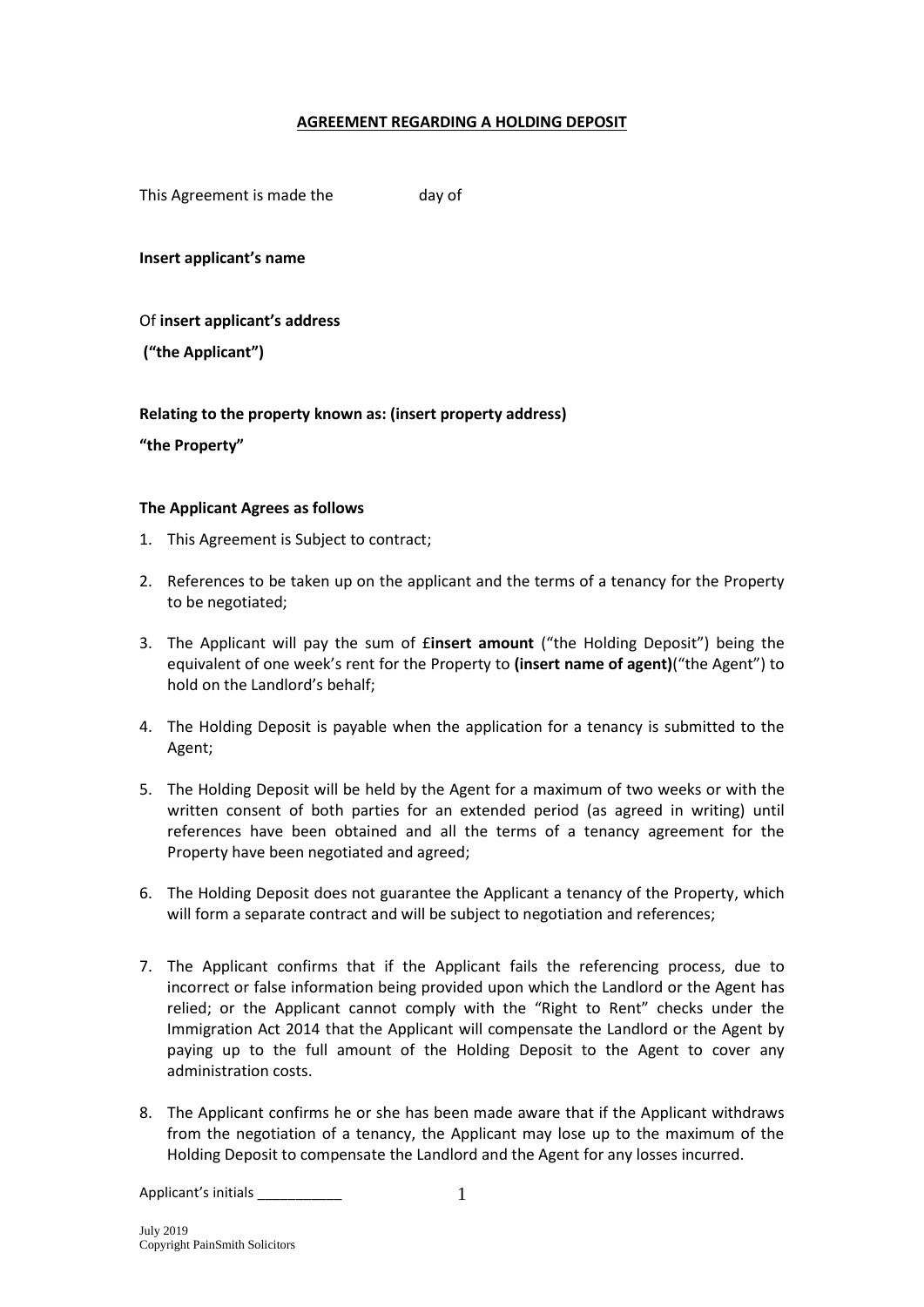**AGREEMENT REGARDING A HOLDING DEPOSIT**

This Agreement is made the day of

**Insert applicant's name**

Of **insert applicant's address**

**("the Applicant")**

**Relating to the property known as: (insert property address)**

**"the Property"**

**The Applicant Agrees as follows**

1. This Agreement is Subject to contract;
2. References to be taken up on the applicant and the terms of a tenancy for the Property to be negotiated;
3. The Applicant will pay the sum of £**insert amount** ("the Holding Deposit") being the equivalent of one week's rent for the Property to **(insert name of agent)**("the Agent") to hold on the Landlord's behalf;
4. The Holding Deposit is payable when the application for a tenancy is submitted to the Agent;
5. The Holding Deposit will be held by the Agent for a maximum of two weeks or with the written consent of both parties for an extended period (as agreed in writing) until references have been obtained and all the terms of a tenancy agreement for the Property have been negotiated and agreed;
6. The Holding Deposit does not guarantee the Applicant a tenancy of the Property, which will form a separate contract and will be subject to negotiation and references;
7. The Applicant confirms that if the Applicant fails the referencing process, due to incorrect or false information being provided upon which the Landlord or the Agent has relied; or the Applicant cannot comply with the "Right to Rent" checks under the Immigration Act 2014 that the Applicant will compensate the Landlord or the Agent by paying up to the full amount of the Holding Deposit to the Agent to cover any administration costs.
8. The Applicant confirms he or she has been made aware that if the Applicant withdraws from the negotiation of a tenancy, the Applicant may lose up to the maximum of the Holding Deposit to compensate the Landlord and the Agent for any losses incurred.

Applicant's initials ___________

July 2019
Copyright PainSmith Solicitors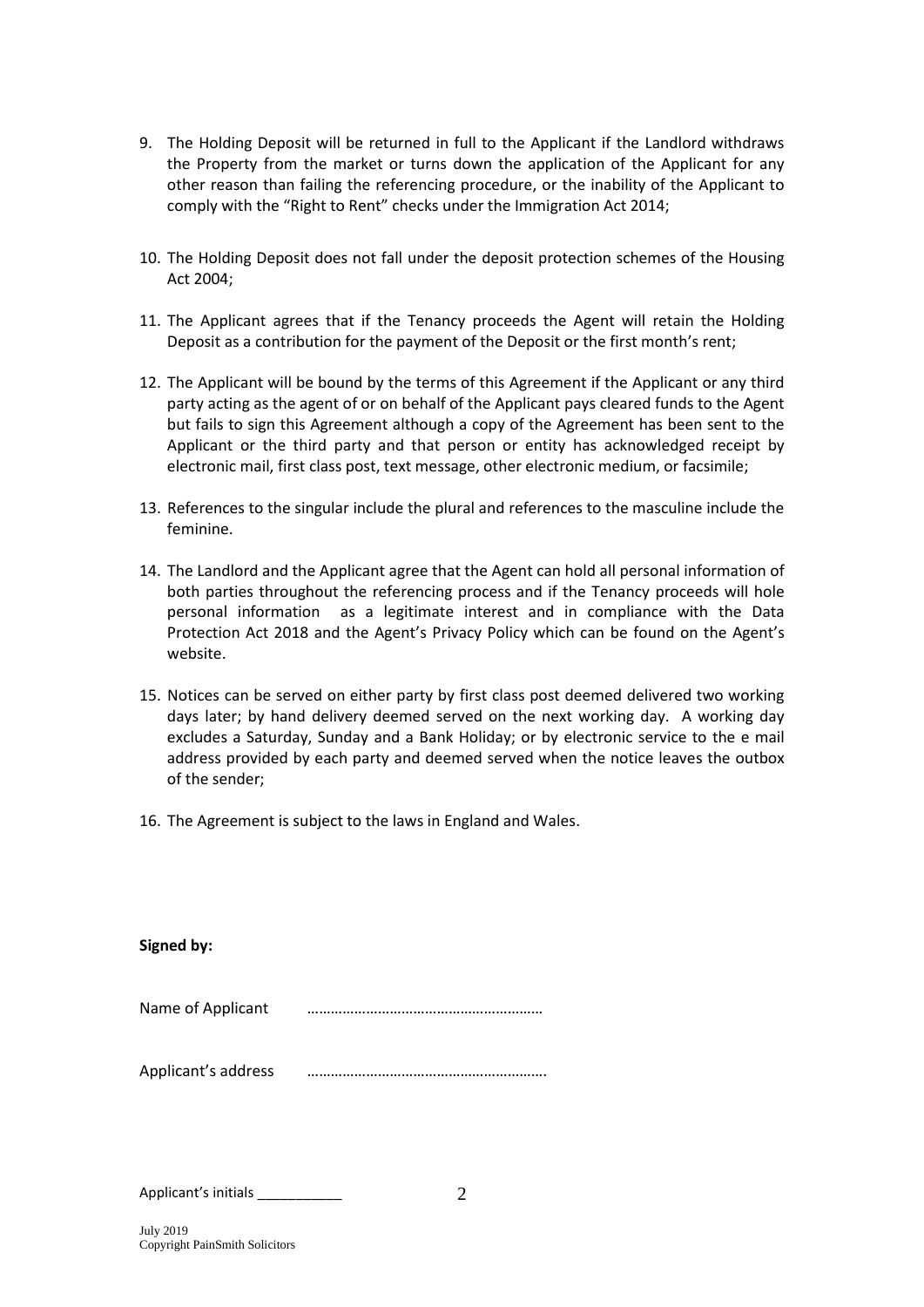9. The Holding Deposit will be returned in full to the Applicant if the Landlord withdraws the Property from the market or turns down the application of the Applicant for any other reason than failing the referencing procedure, or the inability of the Applicant to comply with the "Right to Rent" checks under the Immigration Act 2014;

10. The Holding Deposit does not fall under the deposit protection schemes of the Housing Act 2004;

11. The Applicant agrees that if the Tenancy proceeds the Agent will retain the Holding Deposit as a contribution for the payment of the Deposit or the first month's rent;

12. The Applicant will be bound by the terms of this Agreement if the Applicant or any third party acting as the agent of or on behalf of the Applicant pays cleared funds to the Agent but fails to sign this Agreement although a copy of the Agreement has been sent to the Applicant or the third party and that person or entity has acknowledged receipt by electronic mail, first class post, text message, other electronic medium, or facsimile;

13. References to the singular include the plural and references to the masculine include the feminine.

14. The Landlord and the Applicant agree that the Agent can hold all personal information of both parties throughout the referencing process and if the Tenancy proceeds will hole personal information as a legitimate interest and in compliance with the Data Protection Act 2018 and the Agent's Privacy Policy which can be found on the Agent's website.

15. Notices can be served on either party by first class post deemed delivered two working days later; by hand delivery deemed served on the next working day. A working day excludes a Saturday, Sunday and a Bank Holiday; or by electronic service to the e mail address provided by each party and deemed served when the notice leaves the outbox of the sender;

16. The Agreement is subject to the laws in England and Wales.

**Signed by:**

Name of Applicant ……………………………………………………

Applicant's address …………………………………………………….

Applicant's initials ___________

July 2019
Copyright PainSmith Solicitors